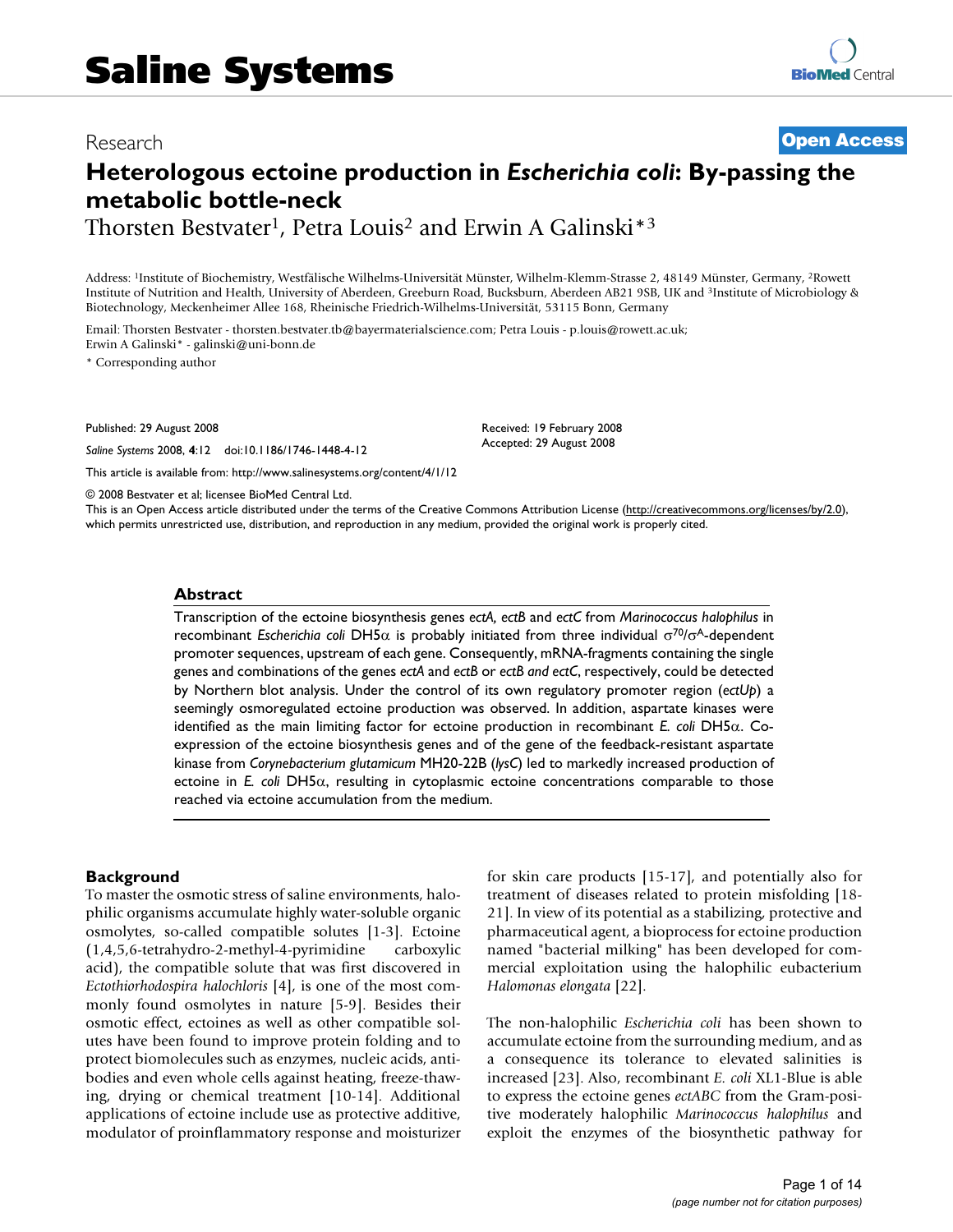# Saline Systems

Research

**Open Access**

# Heterologous ectoine production in *Escherichia coli*: By-passing the metabolic bottle-neck

Thorsten Bestvater[1], Petra Louis[2] and Erwin A Galinski*[3]

Address: [1]Institute of Biochemistry, Westfälische Wilhelms-Universität Münster, Wilhelm-Klemm-Strasse 2, 48149 Münster, Germany, [2]Rowett Institute of Nutrition and Health, University of Aberdeen, Greeburn Road, Bucksburn, Aberdeen AB21 9SB, UK and [3]Institute of Microbiology & Biotechnology, Meckenheimer Allee 168, Rheinische Friedrich-Wilhelms-Universität, 53115 Bonn, Germany

Email: Thorsten Bestvater - thorsten.bestvater.tb@bayermaterialscience.com; Petra Louis - p.louis@rowett.ac.uk; Erwin A Galinski* - galinski@uni-bonn.de

\* Corresponding author

Published: 29 August 2008

*Saline Systems* 2008, **4**:12 doi:10.1186/1746-1448-4-12

Received: 19 February 2008
Accepted: 29 August 2008

This article is available from: http://www.salinesystems.org/content/4/1/12

© 2008 Bestvater et al; licensee BioMed Central Ltd.
This is an Open Access article distributed under the terms of the Creative Commons Attribution License (http://creativecommons.org/licenses/by/2.0), which permits unrestricted use, distribution, and reproduction in any medium, provided the original work is properly cited.

## Abstract

Transcription of the ectoine biosynthesis genes *ectA*, *ectB* and *ectC* from *Marinococcus halophilus* in recombinant *Escherichia coli* DH5α is probably initiated from three individual $\sigma^{70}/\sigma^{A}$-dependent promoter sequences, upstream of each gene. Consequently, mRNA-fragments containing the single genes and combinations of the genes *ectA* and *ectB* or *ectB and ectC*, respectively, could be detected by Northern blot analysis. Under the control of its own regulatory promoter region (*ectUp*) a seemingly osmoregulated ectoine production was observed. In addition, aspartate kinases were identified as the main limiting factor for ectoine production in recombinant *E. coli* DH5α. Co-expression of the ectoine biosynthesis genes and of the gene of the feedback-resistant aspartate kinase from *Corynebacterium glutamicum* MH20-22B (*lysC*) led to markedly increased production of ectoine in *E. coli* DH5α, resulting in cytoplasmic ectoine concentrations comparable to those reached via ectoine accumulation from the medium.

## Background

To master the osmotic stress of saline environments, halophilic organisms accumulate highly water-soluble organic osmolytes, so-called compatible solutes [1-3]. Ectoine (1,4,5,6-tetrahydro-2-methyl-4-pyrimidine carboxylic acid), the compatible solute that was first discovered in *Ectothiorhodospira halochloris* [4], is one of the most commonly found osmolytes in nature [5-9]. Besides their osmotic effect, ectoines as well as other compatible solutes have been found to improve protein folding and to protect biomolecules such as enzymes, nucleic acids, antibodies and even whole cells against heating, freeze-thawing, drying or chemical treatment [10-14]. Additional applications of ectoine include use as protective additive, modulator of proinflammatory response and moisturizer for skin care products [15-17], and potentially also for treatment of diseases related to protein misfolding [18-21]. In view of its potential as a stabilizing, protective and pharmaceutical agent, a bioprocess for ectoine production named "bacterial milking" has been developed for commercial exploitation using the halophilic eubacterium *Halomonas elongata* [22].

The non-halophilic *Escherichia coli* has been shown to accumulate ectoine from the surrounding medium, and as a consequence its tolerance to elevated salinities is increased [23]. Also, recombinant *E. coli* XL1-Blue is able to express the ectoine genes *ectABC* from the Gram-positive moderately halophilic *Marinococcus halophilus* and exploit the enzymes of the biosynthetic pathway for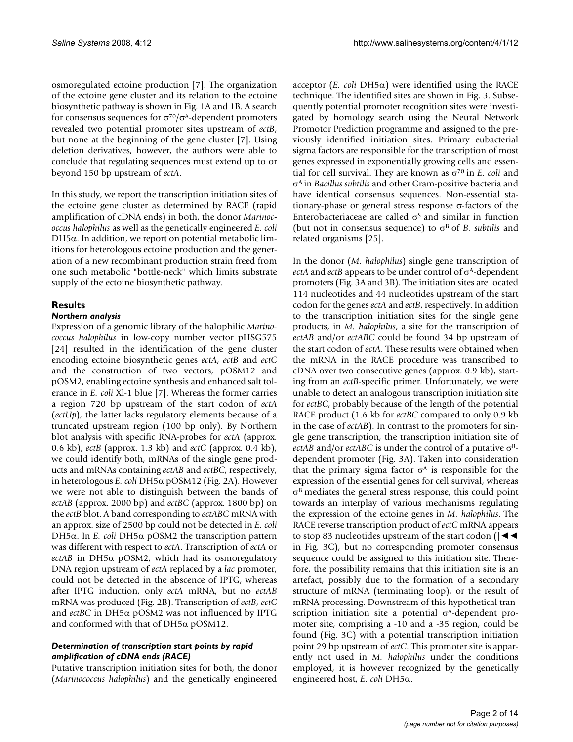osmoregulated ectoine production [7]. The organization of the ectoine gene cluster and its relation to the ectoine biosynthetic pathway is shown in Fig. 1A and 1B. A search for consensus sequences for $\sigma^{70}/\sigma^{A}$-dependent promoters revealed two potential promoter sites upstream of *ectB*, but none at the beginning of the gene cluster [7]. Using deletion derivatives, however, the authors were able to conclude that regulating sequences must extend up to or beyond 150 bp upstream of *ectA*.

In this study, we report the transcription initiation sites of the ectoine gene cluster as determined by RACE (rapid amplification of cDNA ends) in both, the donor *Marinococcus halophilus* as well as the genetically engineered *E. coli* DH5α. In addition, we report on potential metabolic limitions for heterologous ectoine production and the generation of a new recombinant production strain freed from one such metabolic "bottle-neck" which limits substrate supply of the ectoine biosynthetic pathway.

## Results

### *Northern analysis*

Expression of a genomic library of the halophilic *Marinococcus halophilus* in low-copy number vector pHSG575 [24] resulted in the identification of the gene cluster encoding ectoine biosynthetic genes *ectA*, *ectB* and *ectC* and the construction of two vectors, pOSM12 and pOSM2, enabling ectoine synthesis and enhanced salt tolerance in *E. coli* Xl-1 blue [7]. Whereas the former carries a region 720 bp upstream of the start codon of *ectA* (*ectUp*), the latter lacks regulatory elements because of a truncated upstream region (100 bp only). By Northern blot analysis with specific RNA-probes for *ectA* (approx. 0.6 kb), *ectB* (approx. 1.3 kb) and *ectC* (approx. 0.4 kb), we could identify both, mRNAs of the single gene products and mRNAs containing *ectAB* and *ectBC*, respectively, in heterologous *E. coli* DH5α pOSM12 (Fig. 2A). However we were not able to distinguish between the bands of *ectAB* (approx. 2000 bp) and *ectBC* (approx. 1800 bp) on the *ectB* blot. A band corresponding to *ectABC* mRNA with an approx. size of 2500 bp could not be detected in *E. coli* DH5α. In *E. coli* DH5α pOSM2 the transcription pattern was different with respect to *ectA*. Transcription of *ectA* or *ectAB* in DH5α pOSM2, which had its osmoregulatory DNA region upstream of *ectA* replaced by a *lac* promoter, could not be detected in the abscence of IPTG, whereas after IPTG induction, only *ectA* mRNA, but no *ectAB* mRNA was produced (Fig. 2B). Transcription of *ectB*, *ectC* and *ectBC* in DH5α pOSM2 was not influenced by IPTG and conformed with that of DH5α pOSM12.

### *Determination of transcription start points by rapid amplification of cDNA ends (RACE)*

Putative transcription initiation sites for both, the donor (*Marinococcus halophilus*) and the genetically engineered acceptor (*E. coli* DH5α) were identified using the RACE technique. The identified sites are shown in Fig. 3. Subsequently potential promoter recognition sites were investigated by homology search using the Neural Network Promotor Prediction programme and assigned to the previously identified initiation sites. Primary eubacterial sigma factors are responsible for the transcription of most genes expressed in exponentially growing cells and essential for cell survival. They are known as $\sigma^{70}$ in *E. coli* and $\sigma^{A}$ in *Bacillus subtilis* and other Gram-positive bacteria and have identical consensus sequences. Non-essential stationary-phase or general stress response σ-factors of the Enterobacteriaceae are called $\sigma^{S}$ and similar in function (but not in consensus sequence) to $\sigma^{B}$ of *B. subtilis* and related organisms [25].

In the donor (*M. halophilus*) single gene transcription of *ectA* and *ectB* appears to be under control of $\sigma^{A}$-dependent promoters (Fig. 3A and 3B). The initiation sites are located 114 nucleotides and 44 nucleotides upstream of the start codon for the genes *ectA* and *ectB*, respectively. In addition to the transcription initiation sites for the single gene products, in *M. halophilus*, a site for the transcription of *ectAB* and/or *ectABC* could be found 34 bp upstream of the start codon of *ectA*. These results were obtained when the mRNA in the RACE procedure was transcribed to cDNA over two consecutive genes (approx. 0.9 kb), starting from an *ectB*-specific primer. Unfortunately, we were unable to detect an analogous transcription initiation site for *ectBC*, probably because of the length of the potential RACE product (1.6 kb for *ectBC* compared to only 0.9 kb in the case of *ectAB*). In contrast to the promoters for single gene transcription, the transcription initiation site of *ectAB* and/or *ectABC* is under the control of a putative $\sigma^{B}$-dependent promoter (Fig. 3A). Taken into consideration that the primary sigma factor $\sigma^{A}$ is responsible for the expression of the essential genes for cell survival, whereas $\sigma^{B}$ mediates the general stress response, this could point towards an interplay of various mechanisms regulating the expression of the ectoine genes in *M. halophilus*. The RACE reverse transcription product of *ectC* mRNA appears to stop 83 nucleotides upstream of the start codon (|◄◄ in Fig. 3C), but no corresponding promoter consensus sequence could be assigned to this initiation site. Therefore, the possibility remains that this initiation site is an artefact, possibly due to the formation of a secondary structure of mRNA (terminating loop), or the result of mRNA processing. Downstream of this hypothetical transcription initiation site a potential $\sigma^{A}$-dependent promoter site, comprising a -10 and a -35 region, could be found (Fig. 3C) with a potential transcription initiation point 29 bp upstream of *ectC*. This promoter site is apparently not used in *M. halophilus* under the conditions employed, it is however recognized by the genetically engineered host, *E. coli* DH5α.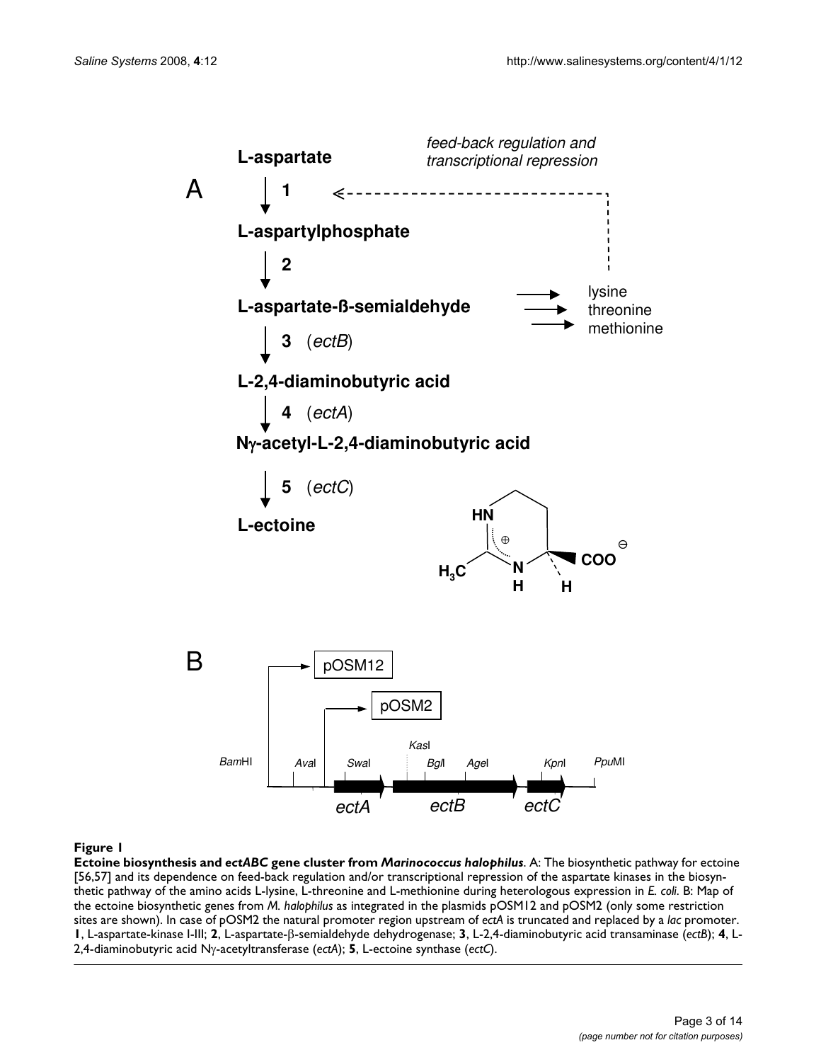**Figure 1**

**Ectoine biosynthesis and *ectABC* gene cluster from *Marinococcus halophilus***. A: The biosynthetic pathway for ectoine [56,57] and its dependence on feed-back regulation and/or transcriptional repression of the aspartate kinases in the biosynthetic pathway of the amino acids L-lysine, L-threonine and L-methionine during heterologous expression in *E. coli*. B: Map of the ectoine biosynthetic genes from *M. halophilus* as integrated in the plasmids pOSM12 and pOSM2 (only some restriction sites are shown). In case of pOSM2 the natural promoter region upstream of *ectA* is truncated and replaced by a *lac* promoter. **1**, L-aspartate-kinase I-III; **2**, L-aspartate-β-semialdehyde dehydrogenase; **3**, L-2,4-diaminobutyric acid transaminase (*ectB*); **4**, L-2,4-diaminobutyric acid Nγ-acetyltransferase (*ectA*); **5**, L-ectoine synthase (*ectC*).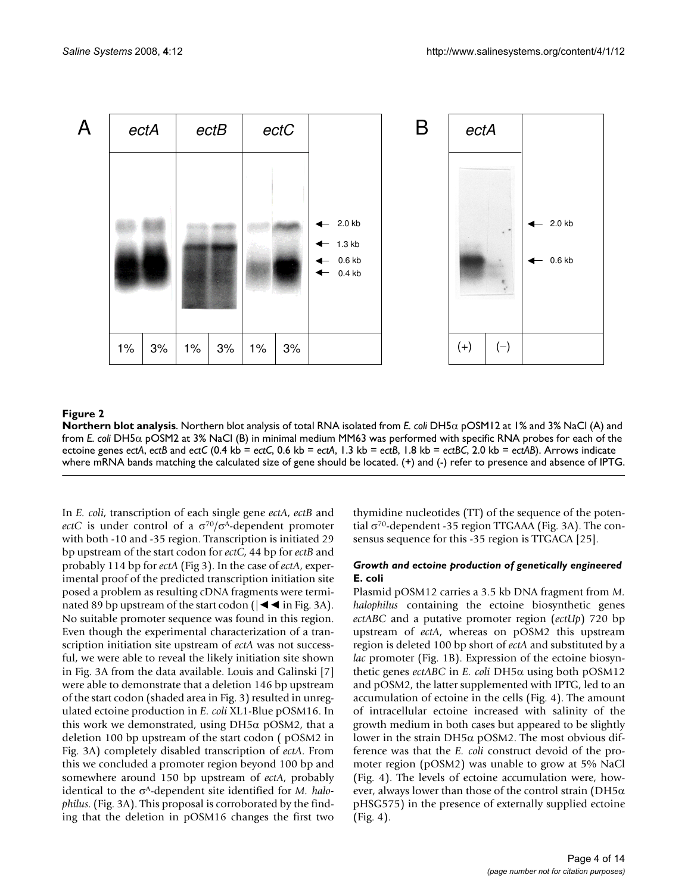**Figure 2**

**Northern blot analysis**. Northern blot analysis of total RNA isolated from *E. coli* DH5α pOSM12 at 1% and 3% NaCl (A) and from *E. coli* DH5α pOSM2 at 3% NaCl (B) in minimal medium MM63 was performed with specific RNA probes for each of the ectoine genes *ectA*, *ectB* and *ectC* (0.4 kb = *ectC*, 0.6 kb = *ectA*, 1.3 kb = *ectB*, 1.8 kb = *ectBC*, 2.0 kb = *ectAB*). Arrows indicate where mRNA bands matching the calculated size of gene should be located. (+) and (-) refer to presence and absence of IPTG.

In *E. coli*, transcription of each single gene *ectA*, *ectB* and *ectC* is under control of a $\sigma^{70}/\sigma^{A}$-dependent promoter with both -10 and -35 region. Transcription is initiated 29 bp upstream of the start codon for *ectC*, 44 bp for *ectB* and probably 114 bp for *ectA* (Fig 3). In the case of *ectA*, experimental proof of the predicted transcription initiation site posed a problem as resulting cDNA fragments were terminated 89 bp upstream of the start codon (|◄◄ in Fig. 3A). No suitable promoter sequence was found in this region. Even though the experimental characterization of a transcription initiation site upstream of *ectA* was not successful, we were able to reveal the likely initiation site shown in Fig. 3A from the data available. Louis and Galinski [7] were able to demonstrate that a deletion 146 bp upstream of the start codon (shaded area in Fig. 3) resulted in unregulated ectoine production in *E. coli* XL1-Blue pOSM16. In this work we demonstrated, using DH5α pOSM2, that a deletion 100 bp upstream of the start codon ( pOSM2 in Fig. 3A) completely disabled transcription of *ectA*. From this we concluded a promoter region beyond 100 bp and somewhere around 150 bp upstream of *ectA*, probably identical to the $\sigma^{A}$-dependent site identified for *M. halophilus*. (Fig. 3A). This proposal is corroborated by the finding that the deletion in pOSM16 changes the first two thymidine nucleotides (TT) of the sequence of the potential $\sigma^{70}$-dependent -35 region TTGAAA (Fig. 3A). The consensus sequence for this -35 region is TTGACA [25].

### Growth and ectoine production of genetically engineered E. coli

Plasmid pOSM12 carries a 3.5 kb DNA fragment from *M. halophilus* containing the ectoine biosynthetic genes *ectABC* and a putative promoter region (*ectUp*) 720 bp upstream of *ectA*, whereas on pOSM2 this upstream region is deleted 100 bp short of *ectA* and substituted by a *lac* promoter (Fig. 1B). Expression of the ectoine biosynthetic genes *ectABC* in *E. coli* DH5α using both pOSM12 and pOSM2, the latter supplemented with IPTG, led to an accumulation of ectoine in the cells (Fig. 4). The amount of intracellular ectoine increased with salinity of the growth medium in both cases but appeared to be slightly lower in the strain DH5α pOSM2. The most obvious difference was that the *E. coli* construct devoid of the promoter region (pOSM2) was unable to grow at 5% NaCl (Fig. 4). The levels of ectoine accumulation were, however, always lower than those of the control strain (DH5α pHSG575) in the presence of externally supplied ectoine (Fig. 4).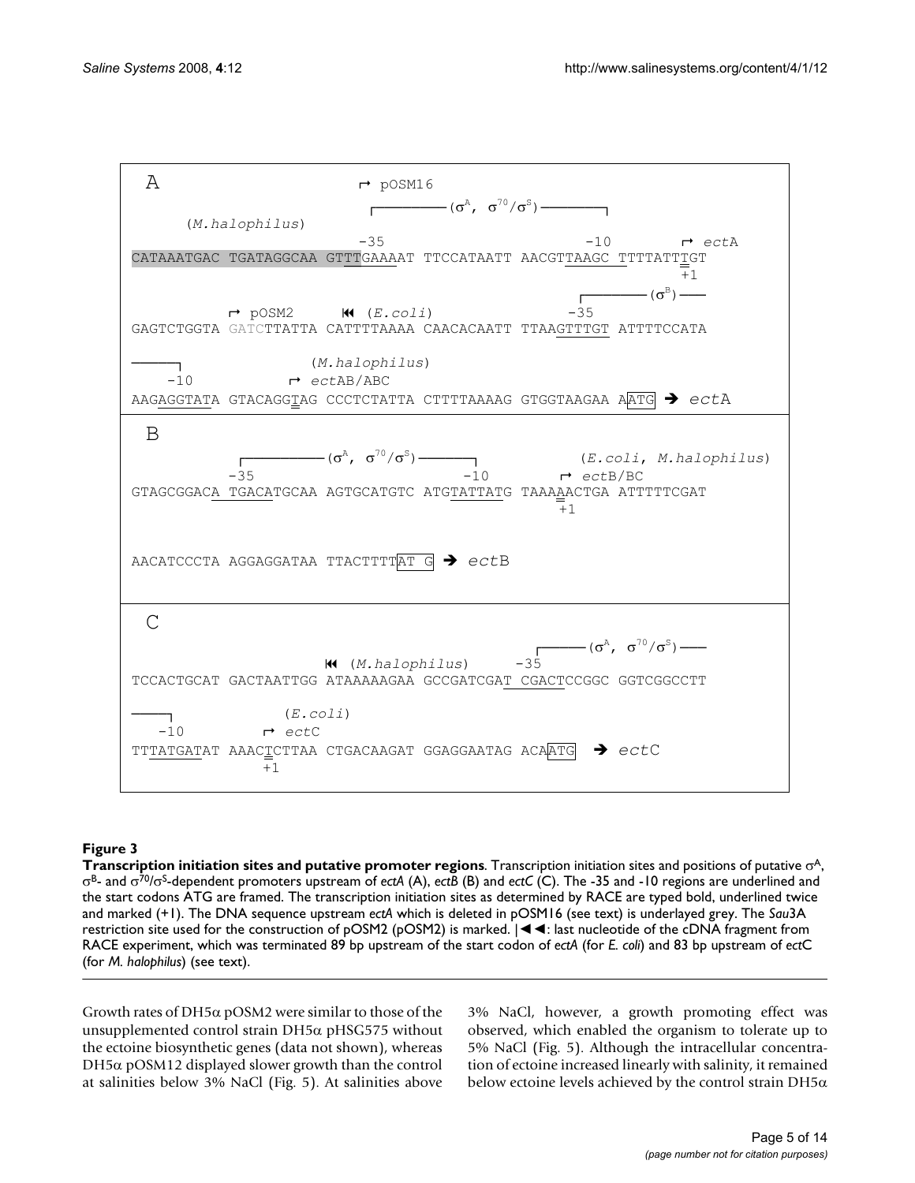```
 A                                     ↱ pOSM16
                                   ┌─────────(σA, σ70/σS)─────────┐
      (M.halophilus)
                                   -35                         -10         ↱ ectA
CATAAATGAC TGATAGGCAA GTTTGAAAAT TTCCATAATT AACGTTAAGC TTTTATTTGT
                                                                     +1
                                                             ┌──────(σB)──
           ↱ pOSM2      ⏮ (E.coli)                        -35
GAGTCTGGTA GATCTTATTA CATTTTAAAA CAACACAATT TTAAGTTTGT ATTTTCCATA

───┐                (M.halophilus)
  -10              ↱ ectAB/ABC
AAGAGGTATA GTACAGGTAG CCCTCTATTA CTTTTAAAAG GTGGTAAGAA AATG ➔ ectA

 B
      ┌──────────(σA, σ70/σS)──────────┐             (E.coli, M.halophilus)
     -35                              -10          ↱ ectB/BC
GTAGCGGACA TGACATGCAA AGTGCATGTC ATGTATTATG TAAAAACTGA ATTTTTCGAT
                                                     +1

AACATCCCTA AGGAGGATAA TTACTTTTAT G ➔ ectB

 C
                                                            ┌──────(σA, σ70/σS)──
                         ⏮ (M.halophilus)      -35
TCCACTGCAT GACTAATTGG ATAAAAAGAA GCCGATCGAT CGACTCCGGC GGTCGGCCTT

───┐               (E.coli)
  -10             ↱ ectC
TTTATGATAT AAACTCTTAA CTGACAAGAT GGAGGAATAG ACAATG ➔ ectC
                 +1
```

**Figure 3**

**Transcription initiation sites and putative promoter regions**. Transcription initiation sites and positions of putative $\sigma^A$-, $\sigma^B$- and $\sigma^{70}/\sigma^S$-dependent promoters upstream of *ectA* (A), *ectB* (B) and *ectC* (C). The -35 and -10 regions are underlined and the start codons ATG are framed. The transcription initiation sites as determined by RACE are typed bold, underlined twice and marked (+1). The DNA sequence upstream *ectA* which is deleted in pOSM16 (see text) is underlayed grey. The *Sau*3A restriction site used for the construction of pOSM2 (pOSM2) is marked. |◄◄: last nucleotide of the cDNA fragment from RACE experiment, which was terminated 89 bp upstream of the start codon of *ectA* (for *E. coli*) and 83 bp upstream of *ectC* (for *M. halophilus*) (see text).

Growth rates of DH5α pOSM2 were similar to those of the unsupplemented control strain DH5α pHSG575 without the ectoine biosynthetic genes (data not shown), whereas DH5α pOSM12 displayed slower growth than the control at salinities below 3% NaCl (Fig. 5). At salinities above 3% NaCl, however, a growth promoting effect was observed, which enabled the organism to tolerate up to 5% NaCl (Fig. 5). Although the intracellular concentration of ectoine increased linearly with salinity, it remained below ectoine levels achieved by the control strain DH5α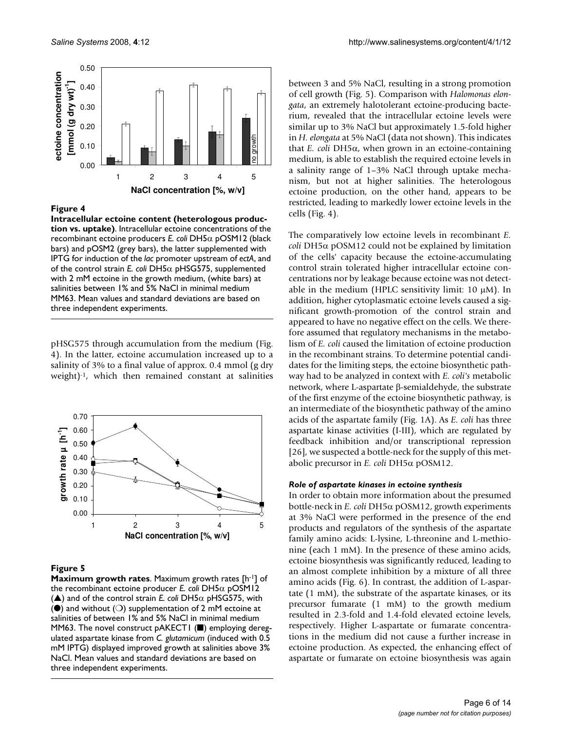**Figure 4**

**Intracellular ectoine content (heterologous production vs. uptake)**. Intracellular ectoine concentrations of the recombinant ectoine producers *E. coli* DH5α pOSM12 (black bars) and pOSM2 (grey bars), the latter supplemented with IPTG for induction of the *lac* promoter upstream of *ectA*, and of the control strain *E. coli* DH5α pHSG575, supplemented with 2 mM ectoine in the growth medium, (white bars) at salinities between 1% and 5% NaCl in minimal medium MM63. Mean values and standard deviations are based on three independent experiments.

pHSG575 through accumulation from the medium (Fig. 4). In the latter, ectoine accumulation increased up to a salinity of 3% to a final value of approx. 0.4 mmol (g dry weight)$^{-1}$, which then remained constant at salinities

**Figure 5**

**Maximum growth rates**. Maximum growth rates [h$^{-1}$] of the recombinant ectoine producer *E. coli* DH5α pOSM12 (▲) and of the control strain *E. coli* DH5α pHSG575, with (●) and without (○) supplementation of 2 mM ectoine at salinities of between 1% and 5% NaCl in minimal medium MM63. The novel construct pAKECT1 (■) employing deregulated aspartate kinase from *C. glutamicum* (induced with 0.5 mM IPTG) displayed improved growth at salinities above 3% NaCl. Mean values and standard deviations are based on three independent experiments.

between 3 and 5% NaCl, resulting in a strong promotion of cell growth (Fig. 5). Comparison with *Halomonas elongata*, an extremely halotolerant ectoine-producing bacterium, revealed that the intracellular ectoine levels were similar up to 3% NaCl but approximately 1.5-fold higher in *H. elongata* at 5% NaCl (data not shown). This indicates that *E. coli* DH5α, when grown in an ectoine-containing medium, is able to establish the required ectoine levels in a salinity range of 1–3% NaCl through uptake mechanism, but not at higher salinities. The heterologous ectoine production, on the other hand, appears to be restricted, leading to markedly lower ectoine levels in the cells (Fig. 4).

The comparatively low ectoine levels in recombinant *E. coli* DH5α pOSM12 could not be explained by limitation of the cells' capacity because the ectoine-accumulating control strain tolerated higher intracellular ectoine concentrations nor by leakage because ectoine was not detectable in the medium (HPLC sensitivity limit: 10 μM). In addition, higher cytoplasmatic ectoine levels caused a significant growth-promotion of the control strain and appeared to have no negative effect on the cells. We therefore assumed that regulatory mechanisms in the metabolism of *E. coli* caused the limitation of ectoine production in the recombinant strains. To determine potential candidates for the limiting steps, the ectoine biosynthetic pathway had to be analyzed in context with *E. coli's* metabolic network, where L-aspartate β-semialdehyde, the substrate of the first enzyme of the ectoine biosynthetic pathway, is an intermediate of the biosynthetic pathway of the amino acids of the aspartate family (Fig. 1A). As *E. coli* has three aspartate kinase activities (I-III), which are regulated by feedback inhibition and/or transcriptional repression [26], we suspected a bottle-neck for the supply of this metabolic precursor in *E. coli* DH5α pOSM12.

### *Role of aspartate kinases in ectoine synthesis*

In order to obtain more information about the presumed bottle-neck in *E. coli* DH5α pOSM12, growth experiments at 3% NaCl were performed in the presence of the end products and regulators of the synthesis of the aspartate family amino acids: L-lysine, L-threonine and L-methionine (each 1 mM). In the presence of these amino acids, ectoine biosynthesis was significantly reduced, leading to an almost complete inhibition by a mixture of all three amino acids (Fig. 6). In contrast, the addition of L-aspartate (1 mM), the substrate of the aspartate kinases, or its precursor fumarate (1 mM) to the growth medium resulted in 2.3-fold and 1.4-fold elevated ectoine levels, respectively. Higher L-aspartate or fumarate concentrations in the medium did not cause a further increase in ectoine production. As expected, the enhancing effect of aspartate or fumarate on ectoine biosynthesis was again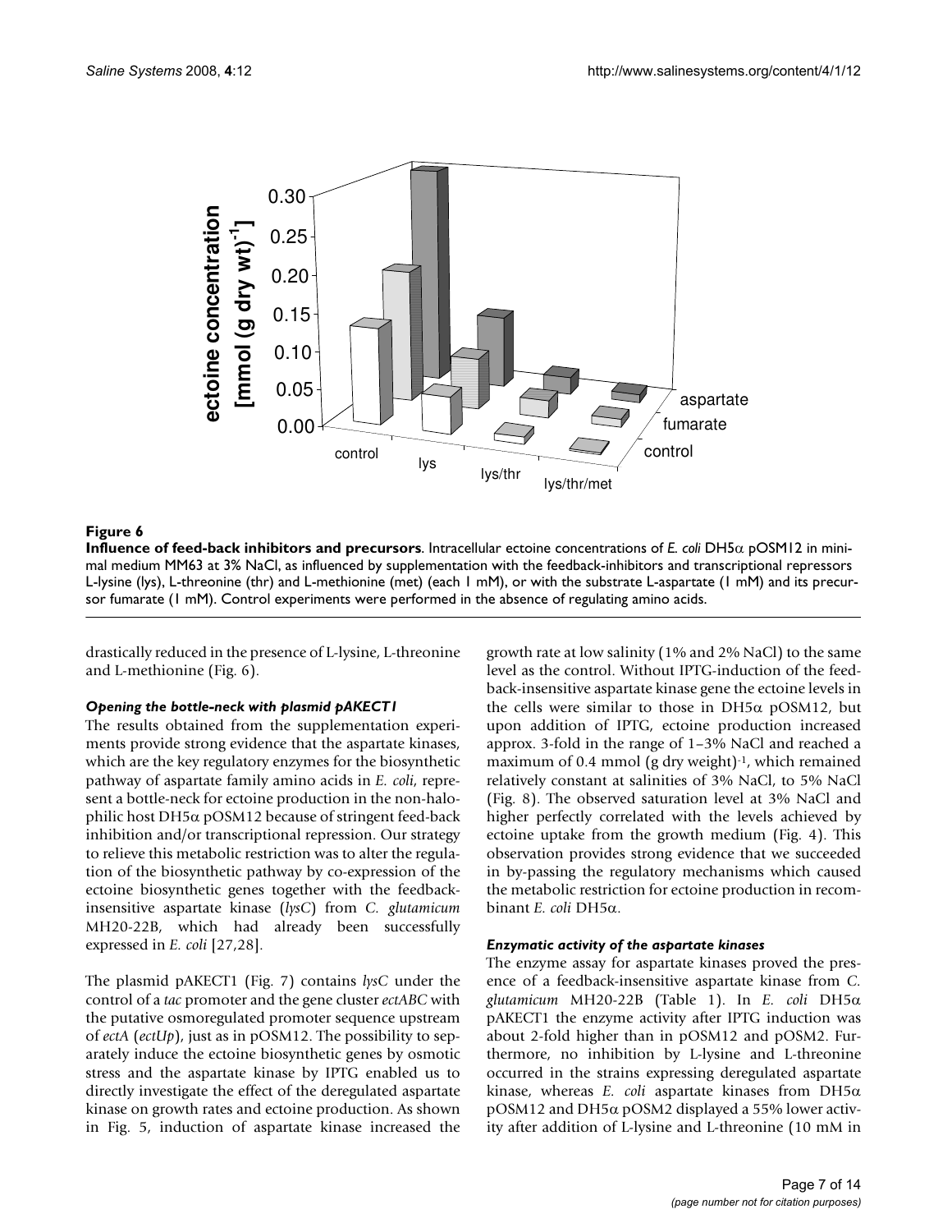**Figure 6**

**Influence of feed-back inhibitors and precursors**. Intracellular ectoine concentrations of *E. coli* DH5α pOSM12 in minimal medium MM63 at 3% NaCl, as influenced by supplementation with the feedback-inhibitors and transcriptional repressors L-lysine (lys), L-threonine (thr) and L-methionine (met) (each 1 mM), or with the substrate L-aspartate (1 mM) and its precursor fumarate (1 mM). Control experiments were performed in the absence of regulating amino acids.

drastically reduced in the presence of L-lysine, L-threonine and L-methionine (Fig. 6).

### *Opening the bottle-neck with plasmid pAKECT1*

The results obtained from the supplementation experiments provide strong evidence that the aspartate kinases, which are the key regulatory enzymes for the biosynthetic pathway of aspartate family amino acids in *E. coli*, represent a bottle-neck for ectoine production in the non-halophilic host DH5α pOSM12 because of stringent feed-back inhibition and/or transcriptional repression. Our strategy to relieve this metabolic restriction was to alter the regulation of the biosynthetic pathway by co-expression of the ectoine biosynthetic genes together with the feedback-insensitive aspartate kinase (*lysC*) from *C. glutamicum* MH20-22B, which had already been successfully expressed in *E. coli* [27,28].

The plasmid pAKECT1 (Fig. 7) contains *lysC* under the control of a *tac* promoter and the gene cluster *ectABC* with the putative osmoregulated promoter sequence upstream of *ectA* (*ectUp*), just as in pOSM12. The possibility to separately induce the ectoine biosynthetic genes by osmotic stress and the aspartate kinase by IPTG enabled us to directly investigate the effect of the deregulated aspartate kinase on growth rates and ectoine production. As shown in Fig. 5, induction of aspartate kinase increased the growth rate at low salinity (1% and 2% NaCl) to the same level as the control. Without IPTG-induction of the feedback-insensitive aspartate kinase gene the ectoine levels in the cells were similar to those in DH5α pOSM12, but upon addition of IPTG, ectoine production increased approx. 3-fold in the range of 1–3% NaCl and reached a maximum of 0.4 mmol (g dry weight)$^{-1}$, which remained relatively constant at salinities of 3% NaCl, to 5% NaCl (Fig. 8). The observed saturation level at 3% NaCl and higher perfectly correlated with the levels achieved by ectoine uptake from the growth medium (Fig. 4). This observation provides strong evidence that we succeeded in by-passing the regulatory mechanisms which caused the metabolic restriction for ectoine production in recombinant *E. coli* DH5α.

### *Enzymatic activity of the aspartate kinases*

The enzyme assay for aspartate kinases proved the presence of a feedback-insensitive aspartate kinase from *C. glutamicum* MH20-22B (Table 1). In *E. coli* DH5α pAKECT1 the enzyme activity after IPTG induction was about 2-fold higher than in pOSM12 and pOSM2. Furthermore, no inhibition by L-lysine and L-threonine occurred in the strains expressing deregulated aspartate kinase, whereas *E. coli* aspartate kinases from DH5α pOSM12 and DH5α pOSM2 displayed a 55% lower activity after addition of L-lysine and L-threonine (10 mM in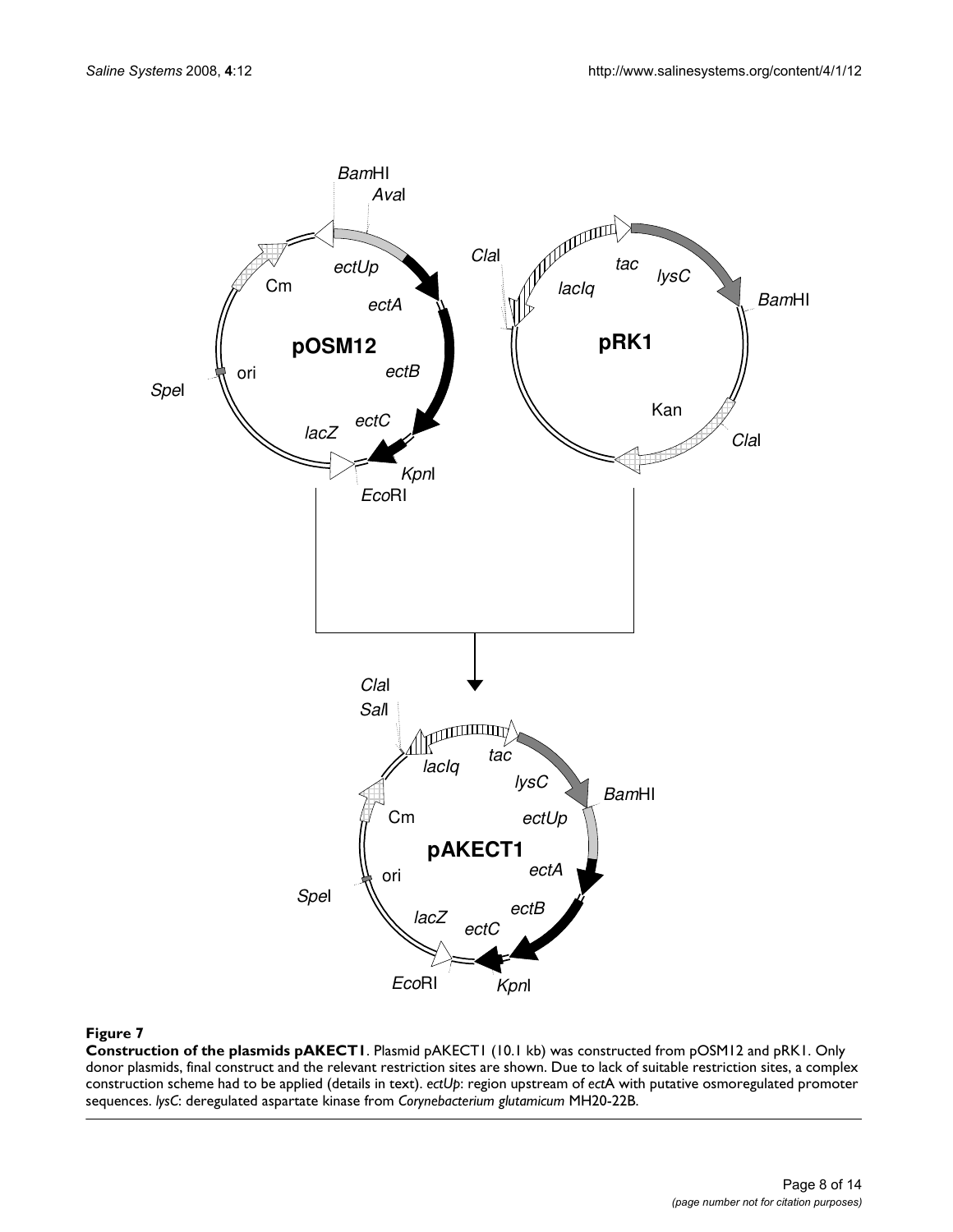**Figure 7**

**Construction of the plasmids pAKECT1**. Plasmid pAKECT1 (10.1 kb) was constructed from pOSM12 and pRK1. Only donor plasmids, final construct and the relevant restriction sites are shown. Due to lack of suitable restriction sites, a complex construction scheme had to be applied (details in text). *ectUp*: region upstream of *ect*A with putative osmoregulated promoter sequences. *lysC*: deregulated aspartate kinase from *Corynebacterium glutamicum* MH20-22B.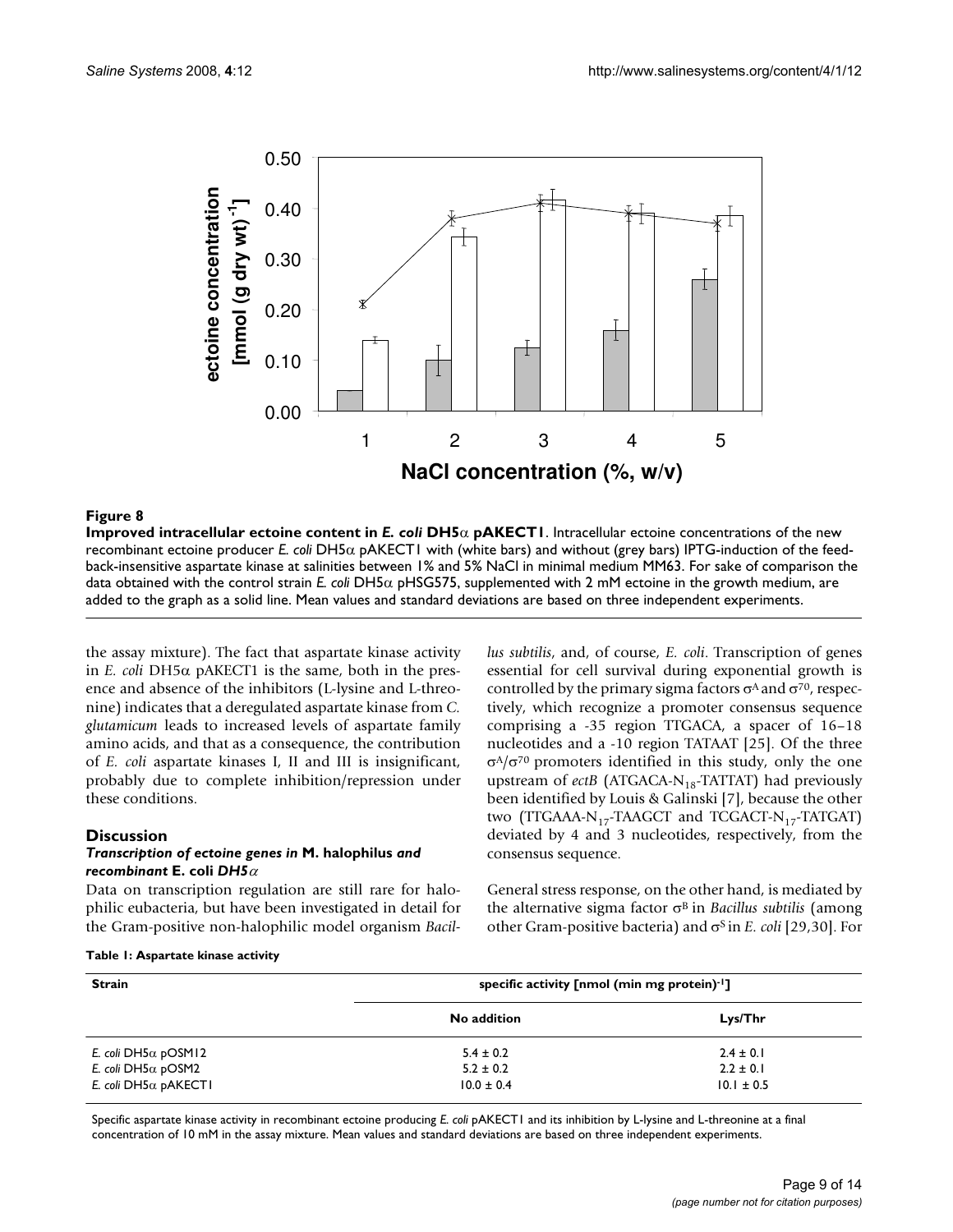**Figure 8**

**Improved intracellular ectoine content in *E. coli* DH5α pAKECT1**. Intracellular ectoine concentrations of the new recombinant ectoine producer *E. coli* DH5α pAKECT1 with (white bars) and without (grey bars) IPTG-induction of the feed-back-insensitive aspartate kinase at salinities between 1% and 5% NaCl in minimal medium MM63. For sake of comparison the data obtained with the control strain *E. coli* DH5α pHSG575, supplemented with 2 mM ectoine in the growth medium, are added to the graph as a solid line. Mean values and standard deviations are based on three independent experiments.

the assay mixture). The fact that aspartate kinase activity in *E. coli* DH5α pAKECT1 is the same, both in the presence and absence of the inhibitors (L-lysine and L-threonine) indicates that a deregulated aspartate kinase from *C. glutamicum* leads to increased levels of aspartate family amino acids, and that as a consequence, the contribution of *E. coli* aspartate kinases I, II and III is insignificant, probably due to complete inhibition/repression under these conditions.

## Discussion

### *Transcription of ectoine genes in* M. halophilus *and recombinant* E. coli *DH5α*

Data on transcription regulation are still rare for halophilic eubacteria, but have been investigated in detail for the Gram-positive non-halophilic model organism *Bacillus subtilis*, and, of course, *E. coli*. Transcription of genes essential for cell survival during exponential growth is controlled by the primary sigma factors $\sigma^A$ and $\sigma^{70}$, respectively, which recognize a promoter consensus sequence comprising a -35 region TTGACA, a spacer of 16–18 nucleotides and a -10 region TATAAT [25]. Of the three $\sigma^A/\sigma^{70}$ promoters identified in this study, only the one upstream of *ectB* (ATGACA-$N_{18}$-TATTAT) had previously been identified by Louis & Galinski [7], because the other two (TTGAAA-$N_{17}$-TAAGCT and TCGACT-$N_{17}$-TATGAT) deviated by 4 and 3 nucleotides, respectively, from the consensus sequence.

General stress response, on the other hand, is mediated by the alternative sigma factor $\sigma^B$ in *Bacillus subtilis* (among other Gram-positive bacteria) and $\sigma^S$ in *E. coli* [29,30]. For

**Table 1: Aspartate kinase activity**

| Strain | specific activity [nmol (min mg protein)$^{-1}$] | |
|---|---|---|
| | No addition | Lys/Thr |
| *E. coli* DH5α pOSM12 | 5.4 ± 0.2 | 2.4 ± 0.1 |
| *E. coli* DH5α pOSM2 | 5.2 ± 0.2 | 2.2 ± 0.1 |
| *E. coli* DH5α pAKECT1 | 10.0 ± 0.4 | 10.1 ± 0.5 |

Specific aspartate kinase activity in recombinant ectoine producing *E. coli* pAKECT1 and its inhibition by L-lysine and L-threonine at a final concentration of 10 mM in the assay mixture. Mean values and standard deviations are based on three independent experiments.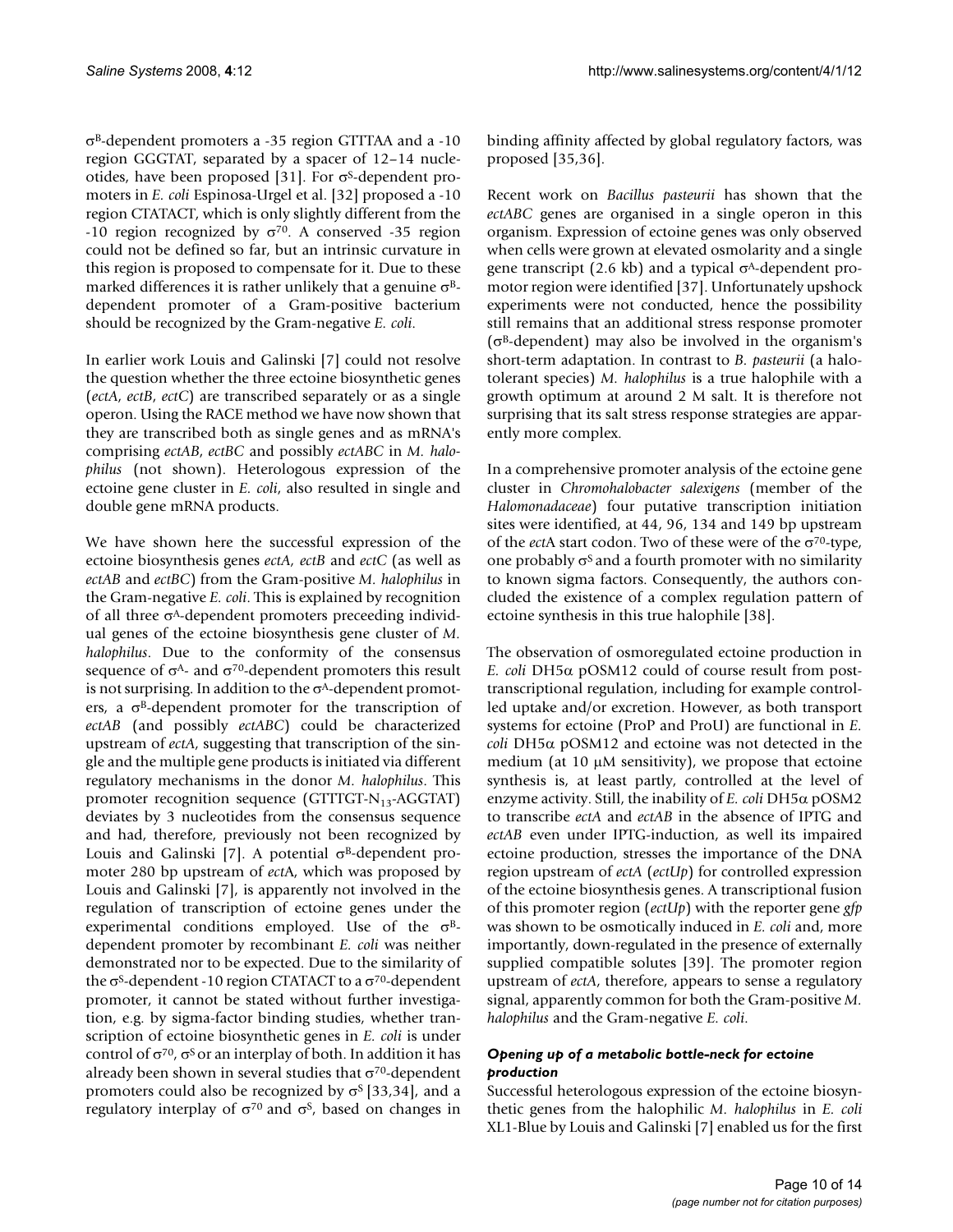$\sigma^B$-dependent promoters a -35 region GTTTAA and a -10 region GGGTAT, separated by a spacer of 12–14 nucleotides, have been proposed [31]. For $\sigma^S$-dependent promoters in *E. coli* Espinosa-Urgel et al. [32] proposed a -10 region CTATACT, which is only slightly different from the -10 region recognized by $\sigma^{70}$. A conserved -35 region could not be defined so far, but an intrinsic curvature in this region is proposed to compensate for it. Due to these marked differences it is rather unlikely that a genuine $\sigma^B$-dependent promoter of a Gram-positive bacterium should be recognized by the Gram-negative *E. coli*.

In earlier work Louis and Galinski [7] could not resolve the question whether the three ectoine biosynthetic genes (*ectA*, *ectB*, *ectC*) are transcribed separately or as a single operon. Using the RACE method we have now shown that they are transcribed both as single genes and as mRNA's comprising *ectAB*, *ectBC* and possibly *ectABC* in *M. halophilus* (not shown). Heterologous expression of the ectoine gene cluster in *E. coli*, also resulted in single and double gene mRNA products.

We have shown here the successful expression of the ectoine biosynthesis genes *ectA*, *ectB* and *ectC* (as well as *ectAB* and *ectBC*) from the Gram-positive *M. halophilus* in the Gram-negative *E. coli*. This is explained by recognition of all three $\sigma^A$-dependent promoters preceeding individual genes of the ectoine biosynthesis gene cluster of *M. halophilus*. Due to the conformity of the consensus sequence of $\sigma^A$- and $\sigma^{70}$-dependent promoters this result is not surprising. In addition to the $\sigma^A$-dependent promoters, a $\sigma^B$-dependent promoter for the transcription of *ectAB* (and possibly *ectABC*) could be characterized upstream of *ectA*, suggesting that transcription of the single and the multiple gene products is initiated via different regulatory mechanisms in the donor *M. halophilus*. This promoter recognition sequence (GTTTGT-$N_{13}$-AGGTAT) deviates by 3 nucleotides from the consensus sequence and had, therefore, previously not been recognized by Louis and Galinski [7]. A potential $\sigma^B$-dependent promoter 280 bp upstream of *ect*A, which was proposed by Louis and Galinski [7], is apparently not involved in the regulation of transcription of ectoine genes under the experimental conditions employed. Use of the $\sigma^B$-dependent promoter by recombinant *E. coli* was neither demonstrated nor to be expected. Due to the similarity of the $\sigma^S$-dependent -10 region CTATACT to a $\sigma^{70}$-dependent promoter, it cannot be stated without further investigation, e.g. by sigma-factor binding studies, whether transcription of ectoine biosynthetic genes in *E. coli* is under control of $\sigma^{70}$, $\sigma^S$ or an interplay of both. In addition it has already been shown in several studies that $\sigma^{70}$-dependent promoters could also be recognized by $\sigma^S$ [33,34], and a regulatory interplay of $\sigma^{70}$ and $\sigma^S$, based on changes in binding affinity affected by global regulatory factors, was proposed [35,36].

Recent work on *Bacillus pasteurii* has shown that the *ectABC* genes are organised in a single operon in this organism. Expression of ectoine genes was only observed when cells were grown at elevated osmolarity and a single gene transcript (2.6 kb) and a typical $\sigma^A$-dependent promotor region were identified [37]. Unfortunately upshock experiments were not conducted, hence the possibility still remains that an additional stress response promoter ($\sigma^B$-dependent) may also be involved in the organism's short-term adaptation. In contrast to *B. pasteurii* (a halotolerant species) *M. halophilus* is a true halophile with a growth optimum at around 2 M salt. It is therefore not surprising that its salt stress response strategies are apparently more complex.

In a comprehensive promoter analysis of the ectoine gene cluster in *Chromohalobacter salexigens* (member of the *Halomonadaceae*) four putative transcription initiation sites were identified, at 44, 96, 134 and 149 bp upstream of the *ect*A start codon. Two of these were of the $\sigma^{70}$-type, one probably $\sigma^S$ and a fourth promoter with no similarity to known sigma factors. Consequently, the authors concluded the existence of a complex regulation pattern of ectoine synthesis in this true halophile [38].

The observation of osmoregulated ectoine production in *E. coli* DH5α pOSM12 could of course result from post-transcriptional regulation, including for example controlled uptake and/or excretion. However, as both transport systems for ectoine (ProP and ProU) are functional in *E. coli* DH5α pOSM12 and ectoine was not detected in the medium (at 10 μM sensitivity), we propose that ectoine synthesis is, at least partly, controlled at the level of enzyme activity. Still, the inability of *E. coli* DH5α pOSM2 to transcribe *ectA* and *ectAB* in the absence of IPTG and *ectAB* even under IPTG-induction, as well its impaired ectoine production, stresses the importance of the DNA region upstream of *ectA* (*ectUp*) for controlled expression of the ectoine biosynthesis genes. A transcriptional fusion of this promoter region (*ectUp*) with the reporter gene *gfp* was shown to be osmotically induced in *E. coli* and, more importantly, down-regulated in the presence of externally supplied compatible solutes [39]. The promoter region upstream of *ectA*, therefore, appears to sense a regulatory signal, apparently common for both the Gram-positive *M. halophilus* and the Gram-negative *E. coli*.

### *Opening up of a metabolic bottle-neck for ectoine production*

Successful heterologous expression of the ectoine biosynthetic genes from the halophilic *M. halophilus* in *E. coli* XL1-Blue by Louis and Galinski [7] enabled us for the first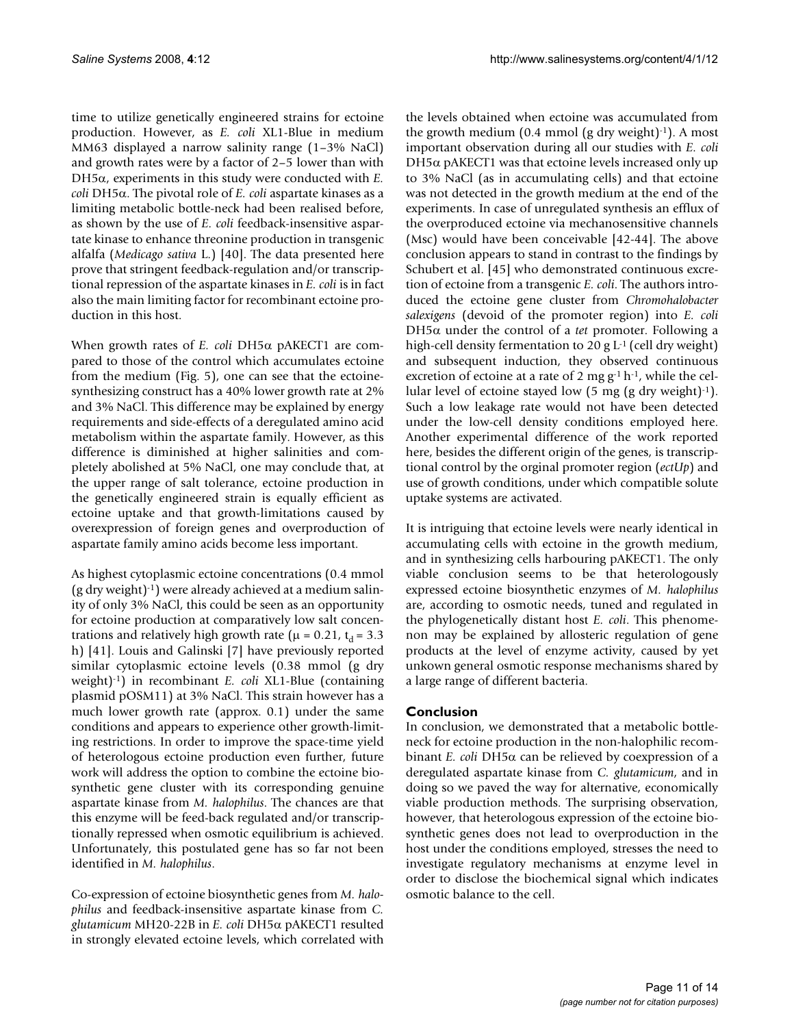time to utilize genetically engineered strains for ectoine production. However, as *E. coli* XL1-Blue in medium MM63 displayed a narrow salinity range (1–3% NaCl) and growth rates were by a factor of 2–5 lower than with DH5α, experiments in this study were conducted with *E. coli* DH5α. The pivotal role of *E. coli* aspartate kinases as a limiting metabolic bottle-neck had been realised before, as shown by the use of *E. coli* feedback-insensitive aspartate kinase to enhance threonine production in transgenic alfalfa (*Medicago sativa* L.) [40]. The data presented here prove that stringent feedback-regulation and/or transcriptional repression of the aspartate kinases in *E. coli* is in fact also the main limiting factor for recombinant ectoine production in this host.

When growth rates of *E. coli* DH5α pAKECT1 are compared to those of the control which accumulates ectoine from the medium (Fig. 5), one can see that the ectoine-synthesizing construct has a 40% lower growth rate at 2% and 3% NaCl. This difference may be explained by energy requirements and side-effects of a deregulated amino acid metabolism within the aspartate family. However, as this difference is diminished at higher salinities and completely abolished at 5% NaCl, one may conclude that, at the upper range of salt tolerance, ectoine production in the genetically engineered strain is equally efficient as ectoine uptake and that growth-limitations caused by overexpression of foreign genes and overproduction of aspartate family amino acids become less important.

As highest cytoplasmic ectoine concentrations (0.4 mmol (g dry weight)$^{-1}$) were already achieved at a medium salinity of only 3% NaCl, this could be seen as an opportunity for ectoine production at comparatively low salt concentrations and relatively high growth rate ($\mu = 0.21$, $t_d = 3.3$ h) [41]. Louis and Galinski [7] have previously reported similar cytoplasmic ectoine levels (0.38 mmol (g dry weight)$^{-1}$) in recombinant *E. coli* XL1-Blue (containing plasmid pOSM11) at 3% NaCl. This strain however has a much lower growth rate (approx. 0.1) under the same conditions and appears to experience other growth-limiting restrictions. In order to improve the space-time yield of heterologous ectoine production even further, future work will address the option to combine the ectoine biosynthetic gene cluster with its corresponding genuine aspartate kinase from *M. halophilus*. The chances are that this enzyme will be feed-back regulated and/or transcriptionally repressed when osmotic equilibrium is achieved. Unfortunately, this postulated gene has so far not been identified in *M. halophilus*.

Co-expression of ectoine biosynthetic genes from *M. halophilus* and feedback-insensitive aspartate kinase from *C. glutamicum* MH20-22B in *E. coli* DH5α pAKECT1 resulted in strongly elevated ectoine levels, which correlated with the levels obtained when ectoine was accumulated from the growth medium (0.4 mmol (g dry weight)$^{-1}$). A most important observation during all our studies with *E. coli* DH5α pAKECT1 was that ectoine levels increased only up to 3% NaCl (as in accumulating cells) and that ectoine was not detected in the growth medium at the end of the experiments. In case of unregulated synthesis an efflux of the overproduced ectoine via mechanosensitive channels (Msc) would have been conceivable [42-44]. The above conclusion appears to stand in contrast to the findings by Schubert et al. [45] who demonstrated continuous excretion of ectoine from a transgenic *E. coli*. The authors introduced the ectoine gene cluster from *Chromohalobacter salexigens* (devoid of the promoter region) into *E. coli* DH5α under the control of a *tet* promoter. Following a high-cell density fermentation to 20 g L$^{-1}$ (cell dry weight) and subsequent induction, they observed continuous excretion of ectoine at a rate of 2 mg g$^{-1}$ h$^{-1}$, while the cellular level of ectoine stayed low (5 mg (g dry weight)$^{-1}$). Such a low leakage rate would not have been detected under the low-cell density conditions employed here. Another experimental difference of the work reported here, besides the different origin of the genes, is transcriptional control by the orginal promoter region (*ectUp*) and use of growth conditions, under which compatible solute uptake systems are activated.

It is intriguing that ectoine levels were nearly identical in accumulating cells with ectoine in the growth medium, and in synthesizing cells harbouring pAKECT1. The only viable conclusion seems to be that heterologously expressed ectoine biosynthetic enzymes of *M. halophilus* are, according to osmotic needs, tuned and regulated in the phylogenetically distant host *E. coli*. This phenomenon may be explained by allosteric regulation of gene products at the level of enzyme activity, caused by yet unkown general osmotic response mechanisms shared by a large range of different bacteria.

## Conclusion

In conclusion, we demonstrated that a metabolic bottleneck for ectoine production in the non-halophilic recombinant *E. coli* DH5α can be relieved by coexpression of a deregulated aspartate kinase from *C. glutamicum*, and in doing so we paved the way for alternative, economically viable production methods. The surprising observation, however, that heterologous expression of the ectoine biosynthetic genes does not lead to overproduction in the host under the conditions employed, stresses the need to investigate regulatory mechanisms at enzyme level in order to disclose the biochemical signal which indicates osmotic balance to the cell.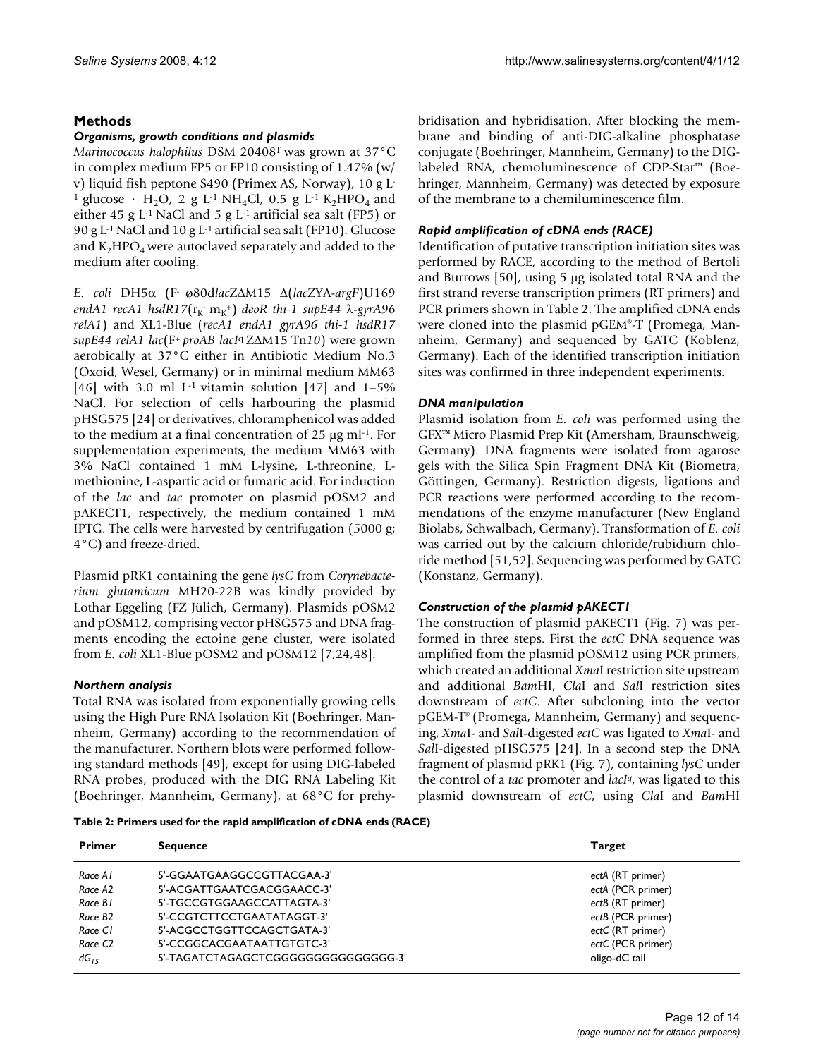## Methods

### Organisms, growth conditions and plasmids

*Marinococcus halophilus* DSM 20408[T] was grown at 37°C in complex medium FP5 or FP10 consisting of 1.47% (w/v) liquid fish peptone S490 (Primex AS, Norway), 10 g $L^{-1}$ glucose · $H_2O$, 2 g $L^{-1}$ $NH_4Cl$, 0.5 g $L^{-1}$ $K_2HPO_4$ and either 45 g $L^{-1}$ NaCl and 5 g $L^{-1}$ artificial sea salt (FP5) or 90 g $L^{-1}$ NaCl and 10 g $L^{-1}$ artificial sea salt (FP10). Glucose and $K_2HPO_4$ were autoclaved separately and added to the medium after cooling.

*E. coli* DH5α ($F^-$ ø80d*lac*ZΔM15 Δ(*lac*ZYA-*argF*)U169 *endA1 recA1 hsdR17*($r_{K^-}$ $m_{K^+}$) *deoR thi-1 supE44* λ-*gyrA96 relA1*) and XL1-Blue (*recA1 endA1 gyrA96 thi-1 hsdR17 supE44 relA1 lac*($F^+$ *proAB lacI*$^q$ ZΔM15 Tn*10*)) were grown aerobically at 37°C either in Antibiotic Medium No.3 (Oxoid, Wesel, Germany) or in minimal medium MM63 [46] with 3.0 ml $L^{-1}$ vitamin solution [47] and 1–5% NaCl. For selection of cells harbouring the plasmid pHSG575 [24] or derivatives, chloramphenicol was added to the medium at a final concentration of 25 μg $ml^{-1}$. For supplementation experiments, the medium MM63 with 3% NaCl contained 1 mM L-lysine, L-threonine, L-methionine, L-aspartic acid or fumaric acid. For induction of the *lac* and *tac* promoter on plasmid pOSM2 and pAKECT1, respectively, the medium contained 1 mM IPTG. The cells were harvested by centrifugation (5000 g; 4°C) and freeze-dried.

Plasmid pRK1 containing the gene *lysC* from *Corynebacterium glutamicum* MH20-22B was kindly provided by Lothar Eggeling (FZ Jülich, Germany). Plasmids pOSM2 and pOSM12, comprising vector pHSG575 and DNA fragments encoding the ectoine gene cluster, were isolated from *E. coli* XL1-Blue pOSM2 and pOSM12 [7,24,48].

### Northern analysis

Total RNA was isolated from exponentially growing cells using the High Pure RNA Isolation Kit (Boehringer, Mannheim, Germany) according to the recommendation of the manufacturer. Northern blots were performed following standard methods [49], except for using DIG-labeled RNA probes, produced with the DIG RNA Labeling Kit (Boehringer, Mannheim, Germany), at 68°C for prehybridisation and hybridisation. After blocking the membrane and binding of anti-DIG-alkaline phosphatase conjugate (Boehringer, Mannheim, Germany) to the DIG-labeled RNA, chemoluminescence of CDP-Star™ (Boehringer, Mannheim, Germany) was detected by exposure of the membrane to a chemiluminescence film.

### Rapid amplification of cDNA ends (RACE)

Identification of putative transcription initiation sites was performed by RACE, according to the method of Bertoli and Burrows [50], using 5 μg isolated total RNA and the first strand reverse transcription primers (RT primers) and PCR primers shown in Table 2. The amplified cDNA ends were cloned into the plasmid pGEM®-T (Promega, Mannheim, Germany) and sequenced by GATC (Koblenz, Germany). Each of the identified transcription initiation sites was confirmed in three independent experiments.

### DNA manipulation

Plasmid isolation from *E. coli* was performed using the GFX™ Micro Plasmid Prep Kit (Amersham, Braunschweig, Germany). DNA fragments were isolated from agarose gels with the Silica Spin Fragment DNA Kit (Biometra, Göttingen, Germany). Restriction digests, ligations and PCR reactions were performed according to the recommendations of the enzyme manufacturer (New England Biolabs, Schwalbach, Germany). Transformation of *E. coli* was carried out by the calcium chloride/rubidium chloride method [51,52]. Sequencing was performed by GATC (Konstanz, Germany).

### Construction of the plasmid pAKECT1

The construction of plasmid pAKECT1 (Fig. 7) was performed in three steps. First the *ectC* DNA sequence was amplified from the plasmid pOSM12 using PCR primers, which created an additional *Xma*I restriction site upstream and additional *Bam*HI, *Cla*I and *Sal*I restriction sites downstream of *ectC*. After subcloning into the vector pGEM-T® (Promega, Mannheim, Germany) and sequencing, *Xma*I- and *Sal*I-digested *ectC* was ligated to *Xma*I- and *Sal*I-digested pHSG575 [24]. In a second step the DNA fragment of plasmid pRK1 (Fig. 7), containing *lysC* under the control of a *tac* promoter and *lacI*$^q$, was ligated to this plasmid downstream of *ectC*, using *Cla*I and *Bam*HI

**Table 2: Primers used for the rapid amplification of cDNA ends (RACE)**

| Primer | Sequence | Target |
|---|---|---|
| *Race A1* | 5'-GGAATGAAGGCCGTTACGAA-3' | *ectA* (RT primer) |
| *Race A2* | 5'-ACGATTGAATCGACGGAACC-3' | *ectA* (PCR primer) |
| *Race B1* | 5'-TGCCGTGGAAGCCATTAGTA-3' | *ectB* (RT primer) |
| *Race B2* | 5'-CCGTCTTCCTGAATATAGGT-3' | *ectB* (PCR primer) |
| *Race C1* | 5'-ACGCCTGGTTCCAGCTGATA-3' | *ectC* (RT primer) |
| *Race C2* | 5'-CCGGCACGAATAATTGTGTC-3' | *ectC* (PCR primer) |
| $dG_{15}$ | 5'-TAGATCTAGAGCTCGGGGGGGGGGGGGGG-3' | oligo-dC tail |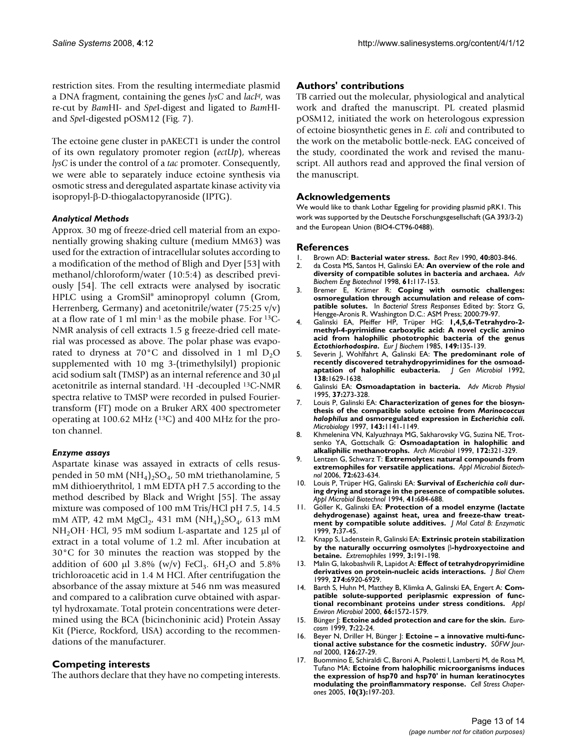restriction sites. From the resulting intermediate plasmid a DNA fragment, containing the genes *lysC* and *lacI^q*, was re-cut by *Bam*HI- and *Spe*I-digest and ligated to *Bam*HI- and *Spe*I-digested pOSM12 (Fig. 7).

The ectoine gene cluster in pAKECT1 is under the control of its own regulatory promoter region (*ectUp*), whereas *lysC* is under the control of a *tac* promoter. Consequently, we were able to separately induce ectoine synthesis via osmotic stress and deregulated aspartate kinase activity via isopropyl-β-D-thiogalactopyranoside (IPTG).

### *Analytical Methods*

Approx. 30 mg of freeze-dried cell material from an exponentially growing shaking culture (medium MM63) was used for the extraction of intracellular solutes according to a modification of the method of Bligh and Dyer [53] with methanol/chloroform/water (10:5:4) as described previously [54]. The cell extracts were analysed by isocratic HPLC using a GromSil® aminopropyl column (Grom, Herrenberg, Germany) and acetonitrile/water (75:25 v/v) at a flow rate of 1 ml $min^{-1}$ as the mobile phase. For $^{13}C$-NMR analysis of cell extracts 1.5 g freeze-dried cell material was processed as above. The polar phase was evaporated to dryness at 70°C and dissolved in 1 ml $D_2O$ supplemented with 10 mg 3-(trimethylsilyl) propionic acid sodium salt (TMSP) as an internal reference and 30 µl acetonitrile as internal standard. $^1H$ -decoupled $^{13}C$-NMR spectra relative to TMSP were recorded in pulsed Fourier-transform (FT) mode on a Bruker ARX 400 spectrometer operating at 100.62 MHz ($^{13}C$) and 400 MHz for the proton channel.

### *Enzyme assays*

Aspartate kinase was assayed in extracts of cells resuspended in 50 mM $(NH_4)_2SO_4$, 50 mM triethanolamine, 5 mM dithioerythritol, 1 mM EDTA pH 7.5 according to the method described by Black and Wright [55]. The assay mixture was composed of 100 mM Tris/HCl pH 7.5, 14.5 mM ATP, 42 mM $MgCl_2$, 431 mM $(NH_4)_2SO_4$, 613 mM $NH_2OH \cdot HCl$, 95 mM sodium L-aspartate and 125 µl of extract in a total volume of 1.2 ml. After incubation at 30°C for 30 minutes the reaction was stopped by the addition of 600 µl 3.8% (w/v) $FeCl_3$. $6H_2O$ and 5.8% trichloroacetic acid in 1.4 M HCl. After centrifugation the absorbance of the assay mixture at 546 nm was measured and compared to a calibration curve obtained with aspartyl hydroxamate. Total protein concentrations were determined using the BCA (bicinchoninic acid) Protein Assay Kit (Pierce, Rockford, USA) according to the recommendations of the manufacturer.

## Competing interests

The authors declare that they have no competing interests.

## Authors' contributions

TB carried out the molecular, physiological and analytical work and drafted the manuscript. PL created plasmid pOSM12, initiated the work on heterologous expression of ectoine biosynthetic genes in *E. coli* and contributed to the work on the metabolic bottle-neck. EAG conceived of the study, coordinated the work and revised the manuscript. All authors read and approved the final version of the manuscript.

## Acknowledgements

We would like to thank Lothar Eggeling for providing plasmid pRK1. This work was supported by the Deutsche Forschungsgesellschaft (GA 393/3-2) and the European Union (BIO4-CT96-0488).

## References

1. Brown AD: **Bacterial water stress.** *Bact Rev* 1990, **40:**803-846.
2. da Costa MS, Santos H, Galinski EA: **An overview of the role and diversity of compatible solutes in bacteria and archaea.** *Adv Biochem Eng Biotechnol* 1998, **61:**117-153.
3. Bremer E, Krämer R: **Coping with osmotic challenges: osmoregulation through accumulation and release of compatible solutes.** In *Bacterial Stress Responses* Edited by: Storz G, Hengge-Aronis R. Washington D.C.: ASM Press; 2000:79-97.
4. Galinski EA, Pfeiffer HP, Trüper HG: **1,4,5,6-Tetrahydro-2-methyl-4-pyrimidine carboxylic acid: A novel cyclic amino acid from halophilic phototrophic bacteria of the genus *Ectothiorhodospira*.** *Eur J Biochem* 1985, **149:**135-139.
5. Severin J, Wohlfahrt A, Galinski EA: **The predominant role of recently discovered tetrahydropyrimidines for the osmoadaptation of halophilic eubacteria.** *J Gen Microbiol* 1992, **138:**1629-1638.
6. Galinski EA: **Osmoadaptation in bacteria.** *Adv Microb Physiol* 1995, **37:**273-328.
7. Louis P, Galinski EA: **Characterization of genes for the biosynthesis of the compatible solute ectoine from *Marinococcus halophilus* and osmoregulated expression in *Escherichia coli*.** *Microbiology* 1997, **143:**1141-1149.
8. Khmelenina VN, Kalyuzhnaya MG, Sakharovsky VG, Suzina NE, Trotsenko YA, Gottschalk G: **Osmoadaptation in halophilic and alkaliphilic methanotrophs.** *Arch Microbiol* 1999, **172:**321-329.
9. Lentzen G, Schwarz T: **Extremolytes: natural compounds from extremophiles for versatile applications.** *Appl Microbiol Biotechnol* 2006, **72:**623-634.
10. Louis P, Trüper HG, Galinski EA: **Survival of *Escherichia coli* during drying and storage in the presence of compatible solutes.** *Appl Microbiol Biotechnol* 1994, **41:**684-688.
11. Göller K, Galinski EA: **Protection of a model enzyme (lactate dehydrogenase) against heat, urea and freeze-thaw treatment by compatible solute additives.** *J Mol Catal B: Enzymatic* 1999, **7:**37-45.
12. Knapp S, Ladenstein R, Galinski EA: **Extrinsic protein stabilization by the naturally occurring osmolytes β-hydroxyectoine and betaine.** *Extremophiles* 1999, **3:**191-198.
13. Malin G, Iakobashvili R, Lapidot A: **Effect of tetrahydropyrimidine derivatives on protein-nucleic acids interactions.** *J Biol Chem* 1999, **274:**6920-6929.
14. Barth S, Huhn M, Matthey B, Klimka A, Galinski EA, Engert A: **Compatible solute-supported periplasmic expression of functional recombinant proteins under stress conditions.** *Appl Environ Microbiol* 2000, **66:**1572-1579.
15. Bünger J: **Ectoine added protection and care for the skin.** *Eurocosm* 1999, **7:**22-24.
16. Beyer N, Driller H, Bünger J: **Ectoine – a innovative multi-functional active substance for the cosmetic industry.** *SÖFW Journal* 2000, **126:**27-29.
17. Buommino E, Schiraldi C, Baroni A, Paoletti I, Lamberti M, de Rosa M, Tufano MA: **Ectoine from halophilic microorganisms induces the expression of hsp70 and hsp70' in human keratinocytes modulating the proinflammatory response.** *Cell Stress Chaperones* 2005, **10(3):**197-203.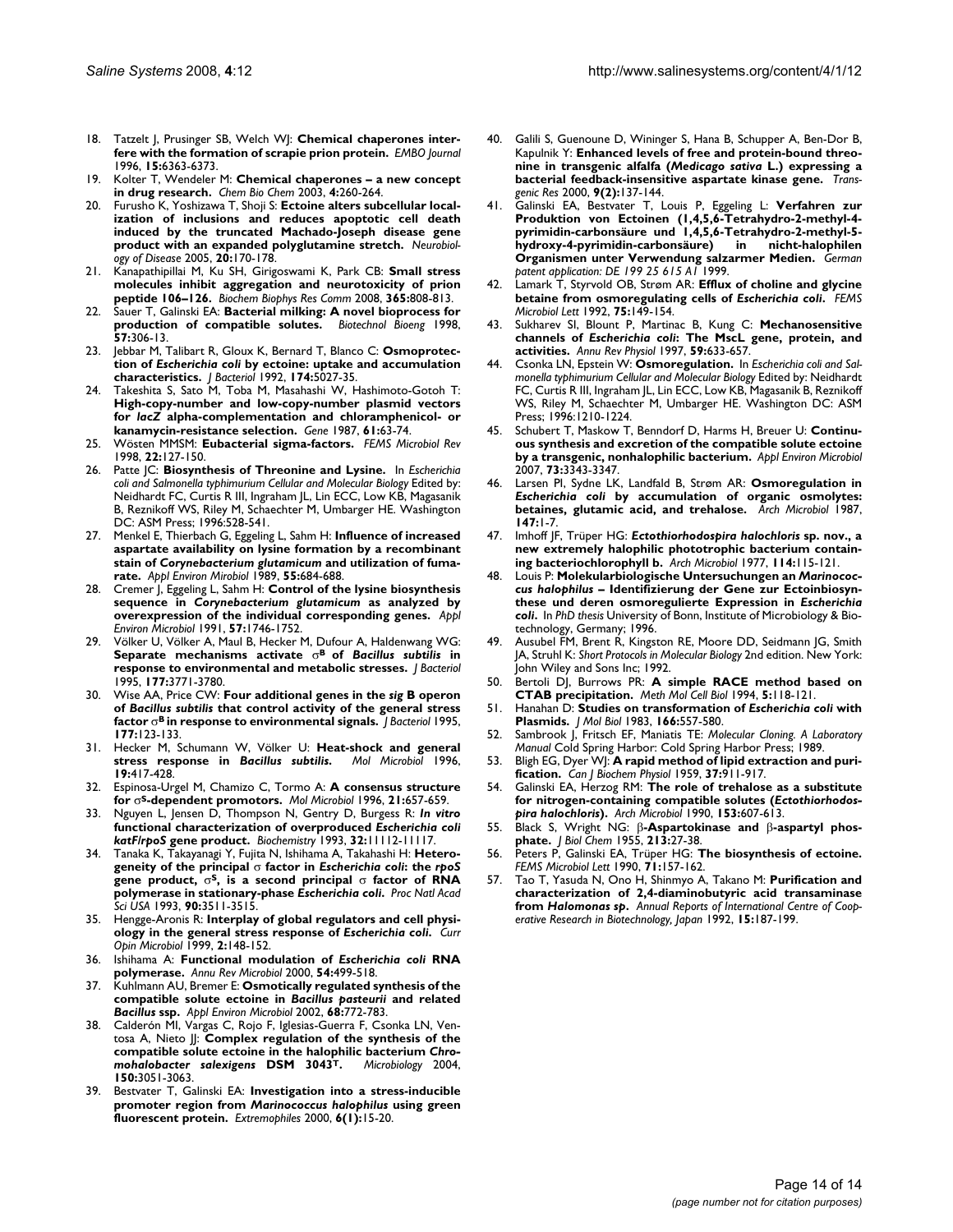18. Tatzelt J, Prusinger SB, Welch WJ: **Chemical chaperones interfere with the formation of scrapie prion protein.** *EMBO Journal* 1996, **15:**6363-6373.
19. Kolter T, Wendeler M: **Chemical chaperones – a new concept in drug research.** *Chem Bio Chem* 2003, **4:**260-264.
20. Furusho K, Yoshizawa T, Shoji S: **Ectoine alters subcellular localization of inclusions and reduces apoptotic cell death induced by the truncated Machado-Joseph disease gene product with an expanded polyglutamine stretch.** *Neurobiology of Disease* 2005, **20:**170-178.
21. Kanapathipillai M, Ku SH, Girigoswami K, Park CB: **Small stress molecules inhibit aggregation and neurotoxicity of prion peptide 106–126.** *Biochem Biophys Res Comm* 2008, **365:**808-813.
22. Sauer T, Galinski EA: **Bacterial milking: A novel bioprocess for production of compatible solutes.** *Biotechnol Bioeng* 1998, **57:**306-13.
23. Jebbar M, Talibart R, Gloux K, Bernard T, Blanco C: **Osmoprotection of *Escherichia coli* by ectoine: uptake and accumulation characteristics.** *J Bacteriol* 1992, **174:**5027-35.
24. Takeshita S, Sato M, Toba M, Masahashi W, Hashimoto-Gotoh T: **High-copy-number and low-copy-number plasmid vectors for *lacZ* alpha-complementation and chloramphenicol- or kanamycin-resistance selection.** *Gene* 1987, **61:**63-74.
25. Wösten MMSM: **Eubacterial sigma-factors.** *FEMS Microbiol Rev* 1998, **22:**127-150.
26. Patte JC: **Biosynthesis of Threonine and Lysine.** In *Escherichia coli and Salmonella typhimurium Cellular and Molecular Biology* Edited by: Neidhardt FC, Curtis R III, Ingraham JL, Lin ECC, Low KB, Magasanik B, Reznikoff WS, Riley M, Schaechter M, Umbarger HE. Washington DC: ASM Press; 1996:528-541.
27. Menkel E, Thierbach G, Eggeling L, Sahm H: **Influence of increased aspartate availability on lysine formation by a recombinant stain of *Corynebacterium glutamicum* and utilization of fumarate.** *Appl Environ Mirobiol* 1989, **55:**684-688.
28. Cremer J, Eggeling L, Sahm H: **Control of the lysine biosynthesis sequence in *Corynebacterium glutamicum* as analyzed by overexpression of the individual corresponding genes.** *Appl Environ Microbiol* 1991, **57:**1746-1752.
29. Völker U, Völker A, Maul B, Hecker M, Dufour A, Haldenwang WG: **Separate mechanisms activate $\sigma^B$ of *Bacillus subtilis* in response to environmental and metabolic stresses.** *J Bacteriol* 1995, **177:**3771-3780.
30. Wise AA, Price CW: **Four additional genes in the *sig* B operon of *Bacillus subtilis* that control activity of the general stress factor $\sigma^B$ in response to environmental signals.** *J Bacteriol* 1995, **177:**123-133.
31. Hecker M, Schumann W, Völker U: **Heat-shock and general stress response in *Bacillus subtilis*.** *Mol Microbiol* 1996, **19:**417-428.
32. Espinosa-Urgel M, Chamizo C, Tormo A: **A consensus structure for $\sigma^S$-dependent promotors.** *Mol Microbiol* 1996, **21:**657-659.
33. Nguyen L, Jensen D, Thompson N, Gentry D, Burgess R: ***In vitro* functional characterization of overproduced *Escherichia coli katF*/*rpoS* gene product.** *Biochemistry* 1993, **32:**11112-11117.
34. Tanaka K, Takayanagi Y, Fujita N, Ishihama A, Takahashi H: **Heterogeneity of the principal $\sigma$ factor in *Escherichia coli*: the *rpoS* gene product, $\sigma^S$, is a second principal $\sigma$ factor of RNA polymerase in stationary-phase *Escherichia coli*.** *Proc Natl Acad Sci USA* 1993, **90:**3511-3515.
35. Hengge-Aronis R: **Interplay of global regulators and cell physiology in the general stress response of *Escherichia coli*.** *Curr Opin Microbiol* 1999, **2:**148-152.
36. Ishihama A: **Functional modulation of *Escherichia coli* RNA polymerase.** *Annu Rev Microbiol* 2000, **54:**499-518.
37. Kuhlmann AU, Bremer E: **Osmotically regulated synthesis of the compatible solute ectoine in *Bacillus pasteurii* and related *Bacillus* ssp.** *Appl Environ Microbiol* 2002, **68:**772-783.
38. Calderón MI, Vargas C, Rojo F, Iglesias-Guerra F, Csonka LN, Ventosa A, Nieto JJ: **Complex regulation of the synthesis of the compatible solute ectoine in the halophilic bacterium *Chromohalobacter salexigens* DSM 3043T.** *Microbiology* 2004, **150:**3051-3063.
39. Bestvater T, Galinski EA: **Investigation into a stress-inducible promoter region from *Marinococcus halophilus* using green fluorescent protein.** *Extremophiles* 2000, **6(1):**15-20.
40. Galili S, Guenoune D, Wininger S, Hana B, Schupper A, Ben-Dor B, Kapulnik Y: **Enhanced levels of free and protein-bound threonine in transgenic alfalfa (*Medicago sativa* L.) expressing a bacterial feedback-insensitive aspartate kinase gene.** *Transgenic Res* 2000, **9(2):**137-144.
41. Galinski EA, Bestvater T, Louis P, Eggeling L: **Verfahren zur Produktion von Ectoinen (1,4,5,6-Tetrahydro-2-methyl-4-pyrimidin-carbonsäure und 1,4,5,6-Tetrahydro-2-methyl-5-hydroxy-4-pyrimidin-carbonsäure) in nicht-halophilen Organismen unter Verwendung salzarmer Medien.** *German patent application: DE 199 25 615 A1* 1999.
42. Lamark T, Styrvold OB, Strøm AR: **Efflux of choline and glycine betaine from osmoregulating cells of *Escherichia coli*.** *FEMS Microbiol Lett* 1992, **75:**149-154.
43. Sukharev SI, Blount P, Martinac B, Kung C: **Mechanosensitive channels of *Escherichia coli*: The MscL gene, protein, and activities.** *Annu Rev Physiol* 1997, **59:**633-657.
44. Csonka LN, Epstein W: **Osmoregulation.** In *Escherichia coli and Salmonella typhimurium Cellular and Molecular Biology* Edited by: Neidhardt FC, Curtis R III, Ingraham JL, Lin ECC, Low KB, Magasanik B, Reznikoff WS, Riley M, Schaechter M, Umbarger HE. Washington DC: ASM Press; 1996:1210-1224.
45. Schubert T, Maskow T, Benndorf D, Harms H, Breuer U: **Continuous synthesis and excretion of the compatible solute ectoine by a transgenic, nonhalophilic bacterium.** *Appl Environ Microbiol* 2007, **73:**3343-3347.
46. Larsen PI, Sydne LK, Landfald B, Strøm AR: **Osmoregulation in *Escherichia coli* by accumulation of organic osmolytes: betaines, glutamic acid, and trehalose.** *Arch Microbiol* 1987, **147:**1-7.
47. Imhoff JF, Trüper HG: ***Ectothiorhodospira halochloris* sp. nov., a new extremely halophilic phototrophic bacterium containing bacteriochlorophyll b.** *Arch Microbiol* 1977, **114:**115-121.
48. Louis P: **Molekularbiologische Untersuchungen an *Marinococcus halophilus* – Identifizierung der Gene zur Ectoinbiosynthese und deren osmoregulierte Expression in *Escherichia coli*.** In *PhD thesis* University of Bonn, Institute of Microbiology & Biotechnology, Germany; 1996.
49. Ausubel FM, Brent R, Kingston RE, Moore DD, Seidmann JG, Smith JA, Struhl K: *Short Protocols in Molecular Biology* 2nd edition. New York: John Wiley and Sons Inc; 1992.
50. Bertoli DJ, Burrows PR: **A simple RACE method based on CTAB precipitation.** *Meth Mol Cell Biol* 1994, **5:**118-121.
51. Hanahan D: **Studies on transformation of *Escherichia coli* with Plasmids.** *J Mol Biol* 1983, **166:**557-580.
52. Sambrook J, Fritsch EF, Maniatis TE: *Molecular Cloning. A Laboratory Manual* Cold Spring Harbor: Cold Spring Harbor Press; 1989.
53. Bligh EG, Dyer WJ: **A rapid method of lipid extraction and purification.** *Can J Biochem Physiol* 1959, **37:**911-917.
54. Galinski EA, Herzog RM: **The role of trehalose as a substitute for nitrogen-containing compatible solutes (*Ectothiorhodospira halochloris*).** *Arch Microbiol* 1990, **153:**607-613.
55. Black S, Wright NG: **$\beta$-Aspartokinase and $\beta$-aspartyl phosphate.** *J Biol Chem* 1955, **213:**27-38.
56. Peters P, Galinski EA, Trüper HG: **The biosynthesis of ectoine.** *FEMS Microbiol Lett* 1990, **71:**157-162.
57. Tao T, Yasuda N, Ono H, Shinmyo A, Takano M: **Purification and characterization of 2,4-diaminobutyric acid transaminase from *Halomonas sp*.** *Annual Reports of International Centre of Cooperative Research in Biotechnology, Japan* 1992, **15:**187-199.